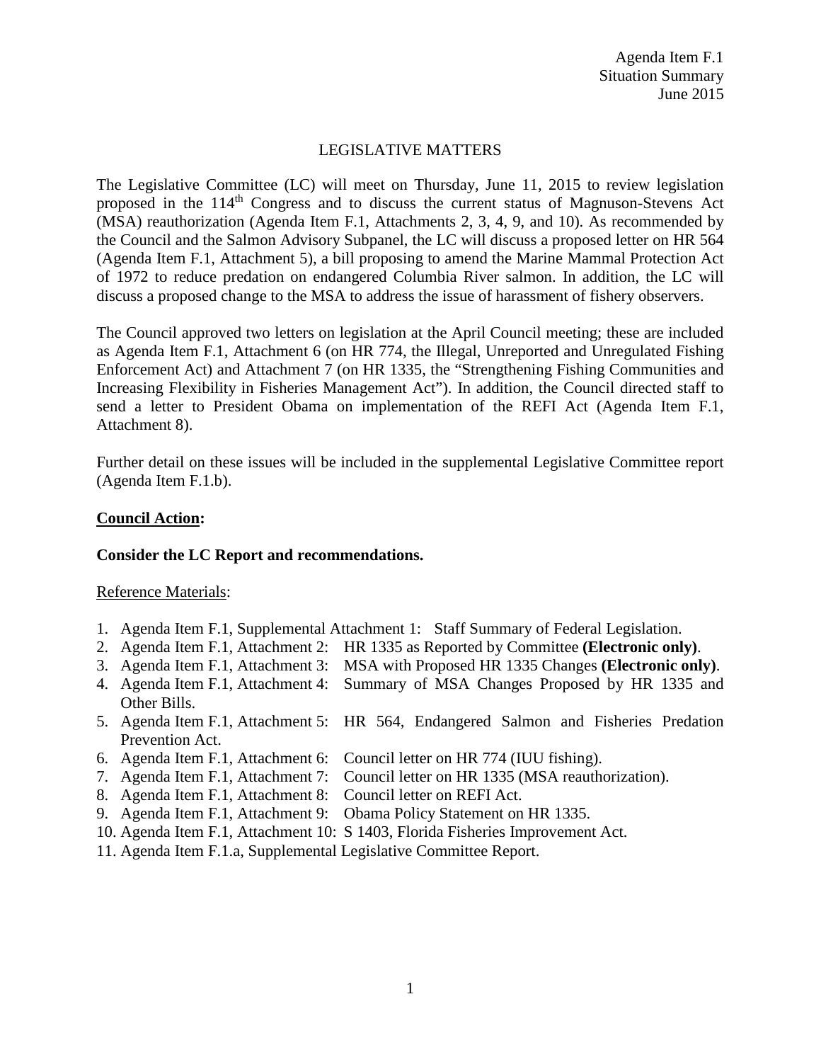Agenda Item F.1
Situation Summary
June 2015

# LEGISLATIVE MATTERS

The Legislative Committee (LC) will meet on Thursday, June 11, 2015 to review legislation proposed in the 114th Congress and to discuss the current status of Magnuson-Stevens Act (MSA) reauthorization (Agenda Item F.1, Attachments 2, 3, 4, 9, and 10). As recommended by the Council and the Salmon Advisory Subpanel, the LC will discuss a proposed letter on HR 564 (Agenda Item F.1, Attachment 5), a bill proposing to amend the Marine Mammal Protection Act of 1972 to reduce predation on endangered Columbia River salmon. In addition, the LC will discuss a proposed change to the MSA to address the issue of harassment of fishery observers.

The Council approved two letters on legislation at the April Council meeting; these are included as Agenda Item F.1, Attachment 6 (on HR 774, the Illegal, Unreported and Unregulated Fishing Enforcement Act) and Attachment 7 (on HR 1335, the "Strengthening Fishing Communities and Increasing Flexibility in Fisheries Management Act"). In addition, the Council directed staff to send a letter to President Obama on implementation of the REFI Act (Agenda Item F.1, Attachment 8).

Further detail on these issues will be included in the supplemental Legislative Committee report (Agenda Item F.1.b).

## Council Action:

**Consider the LC Report and recommendations.**

Reference Materials:

1. Agenda Item F.1, Supplemental Attachment 1: Staff Summary of Federal Legislation.
2. Agenda Item F.1, Attachment 2: HR 1335 as Reported by Committee **(Electronic only)**.
3. Agenda Item F.1, Attachment 3: MSA with Proposed HR 1335 Changes **(Electronic only)**.
4. Agenda Item F.1, Attachment 4: Summary of MSA Changes Proposed by HR 1335 and Other Bills.
5. Agenda Item F.1, Attachment 5: HR 564, Endangered Salmon and Fisheries Predation Prevention Act.
6. Agenda Item F.1, Attachment 6: Council letter on HR 774 (IUU fishing).
7. Agenda Item F.1, Attachment 7: Council letter on HR 1335 (MSA reauthorization).
8. Agenda Item F.1, Attachment 8: Council letter on REFI Act.
9. Agenda Item F.1, Attachment 9: Obama Policy Statement on HR 1335.
10. Agenda Item F.1, Attachment 10: S 1403, Florida Fisheries Improvement Act.
11. Agenda Item F.1.a, Supplemental Legislative Committee Report.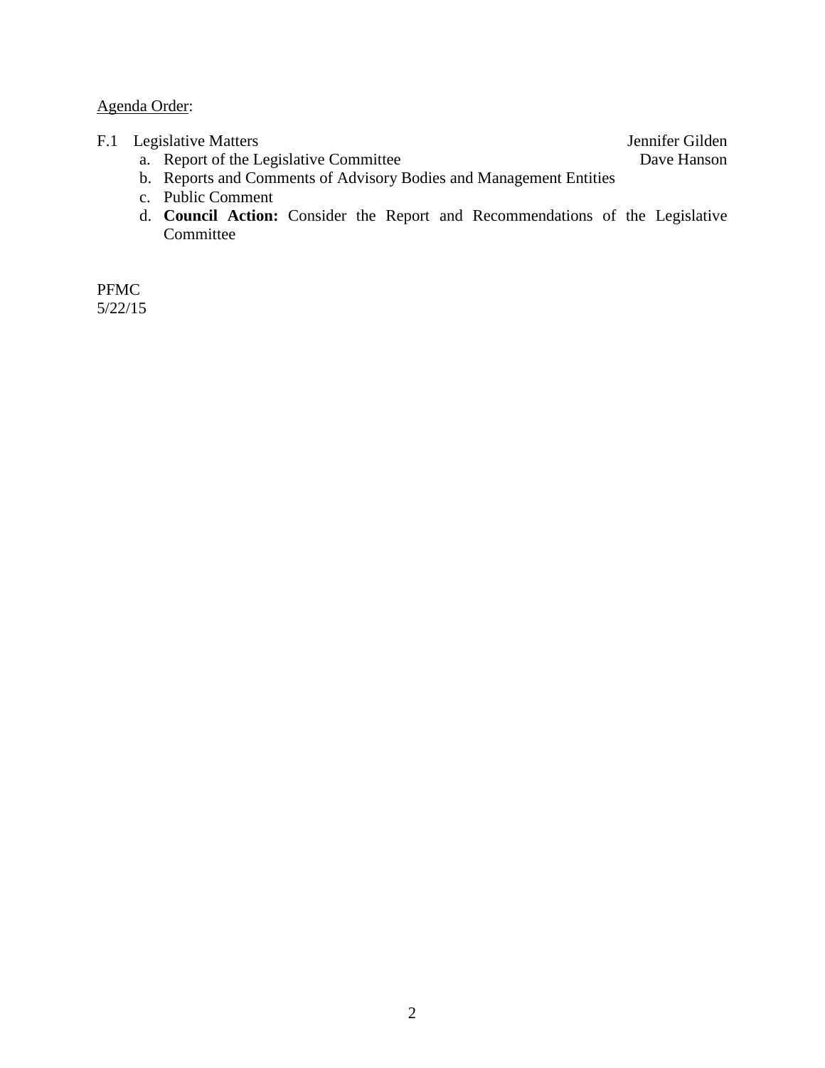<u>Agenda Order</u>:

F.1 Legislative Matters — Jennifer Gilden

a. Report of the Legislative Committee — Dave Hanson
b. Reports and Comments of Advisory Bodies and Management Entities
c. Public Comment
d. **Council Action:** Consider the Report and Recommendations of the Legislative Committee

PFMC
5/22/15